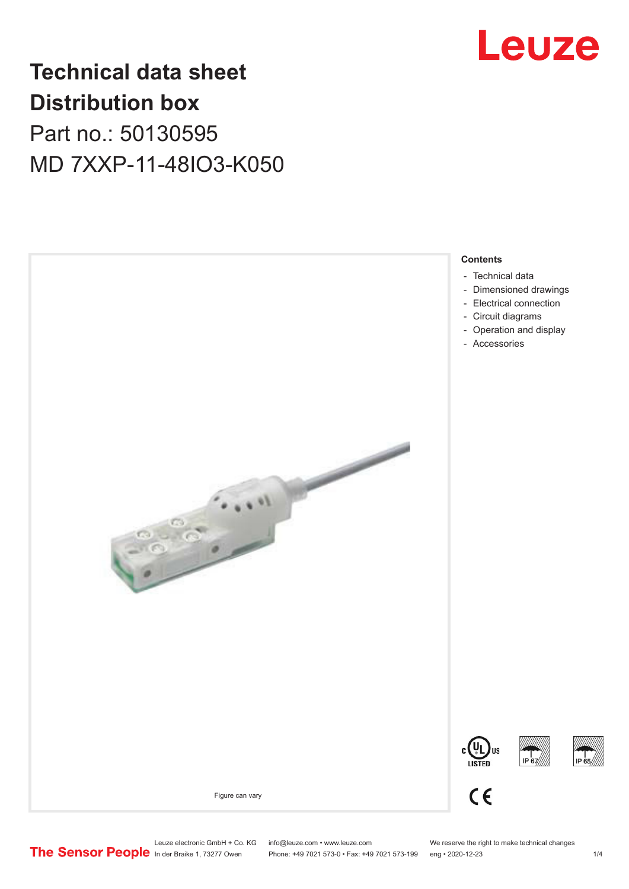# Technical data sheet
# Distribution box

Part no.: 50130595

MD 7XXP-11-48IO3-K050

Figure can vary

**Contents**

- Technical data
- Dimensioned drawings
- Electrical connection
- Circuit diagrams
- Operation and display
- Accessories

Leuze electronic GmbH + Co. KG
In der Braike 1, 73277 Owen

info@leuze.com • www.leuze.com
Phone: +49 7021 573-0 • Fax: +49 7021 573-199

We reserve the right to make technical changes
eng • 2020-12-23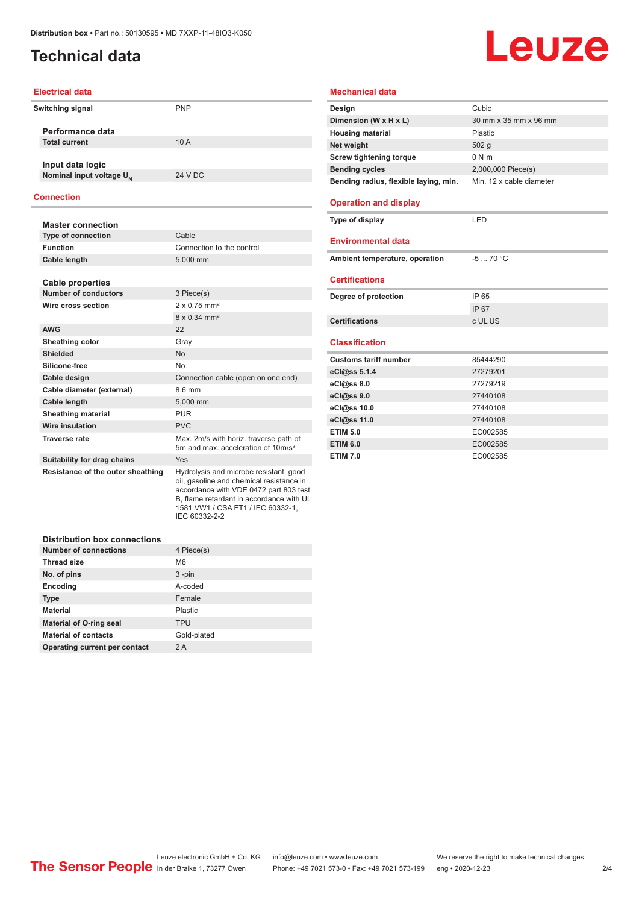# Technical data

## Electrical data

| | |
|---|---|
| **Switching signal** | PNP |

### Performance data

| | |
|---|---|
| **Total current** | 10 A |

### Input data logic

| | |
|---|---|
| **Nominal input voltage $U_N$** | 24 V DC |

## Connection

### Master connection

| | |
|---|---|
| **Type of connection** | Cable |
| **Function** | Connection to the control |
| **Cable length** | 5,000 mm |

### Cable properties

| | |
|---|---|
| **Number of conductors** | 3 Piece(s) |
| **Wire cross section** | 2 x 0.75 mm² |
| | 8 x 0.34 mm² |
| **AWG** | 22 |
| **Sheathing color** | Gray |
| **Shielded** | No |
| **Silicone-free** | No |
| **Cable design** | Connection cable (open on one end) |
| **Cable diameter (external)** | 8.6 mm |
| **Cable length** | 5,000 mm |
| **Sheathing material** | PUR |
| **Wire insulation** | PVC |
| **Traverse rate** | Max. 2m/s with horiz. traverse path of 5m and max. acceleration of 10m/s² |
| **Suitability for drag chains** | Yes |
| **Resistance of the outer sheathing** | Hydrolysis and microbe resistant, good oil, gasoline and chemical resistance in accordance with VDE 0472 part 803 test B, flame retardant in accordance with UL 1581 VW1 / CSA FT1 / IEC 60332-1, IEC 60332-2-2 |

### Distribution box connections

| | |
|---|---|
| **Number of connections** | 4 Piece(s) |
| **Thread size** | M8 |
| **No. of pins** | 3 -pin |
| **Encoding** | A-coded |
| **Type** | Female |
| **Material** | Plastic |
| **Material of O-ring seal** | TPU |
| **Material of contacts** | Gold-plated |
| **Operating current per contact** | 2 A |

## Mechanical data

| | |
|---|---|
| **Design** | Cubic |
| **Dimension (W x H x L)** | 30 mm x 35 mm x 96 mm |
| **Housing material** | Plastic |
| **Net weight** | 502 g |
| **Screw tightening torque** | 0 N·m |
| **Bending cycles** | 2,000,000 Piece(s) |
| **Bending radius, flexible laying, min.** | Min. 12 x cable diameter |

## Operation and display

| | |
|---|---|
| **Type of display** | LED |

## Environmental data

| | |
|---|---|
| **Ambient temperature, operation** | -5 ... 70 °C |

## Certifications

| | |
|---|---|
| **Degree of protection** | IP 65 |
| | IP 67 |
| **Certifications** | c UL US |

## Classification

| | |
|---|---|
| **Customs tariff number** | 85444290 |
| **eCl@ss 5.1.4** | 27279201 |
| **eCl@ss 8.0** | 27279219 |
| **eCl@ss 9.0** | 27440108 |
| **eCl@ss 10.0** | 27440108 |
| **eCl@ss 11.0** | 27440108 |
| **ETIM 5.0** | EC002585 |
| **ETIM 6.0** | EC002585 |
| **ETIM 7.0** | EC002585 |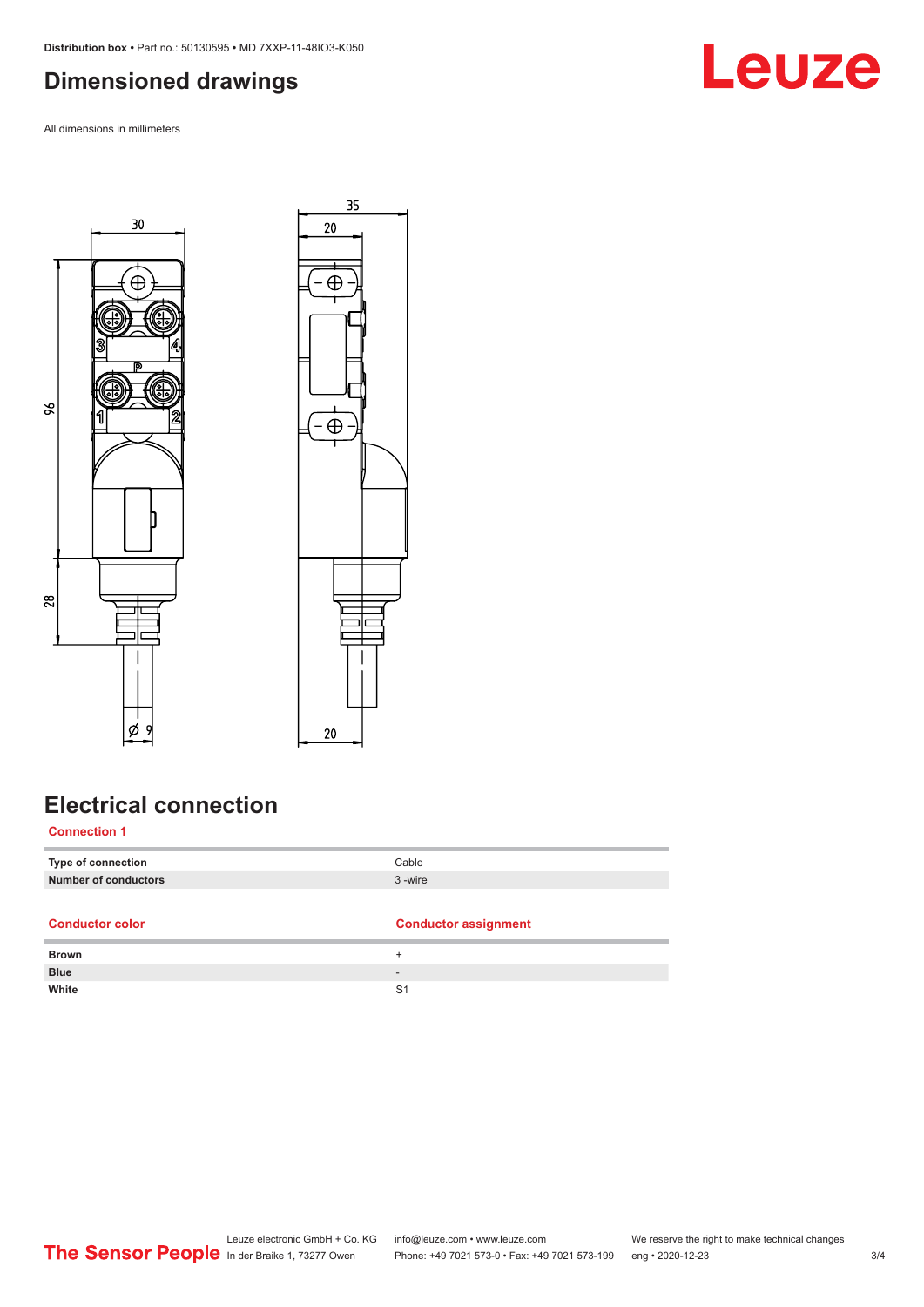## Dimensioned drawings

All dimensions in millimeters

## Electrical connection

### Connection 1

| | |
|---|---|
| **Type of connection** | Cable |
| **Number of conductors** | 3 -wire |

| Conductor color | Conductor assignment |
|---|---|
| **Brown** | + |
| **Blue** | - |
| **White** | S1 |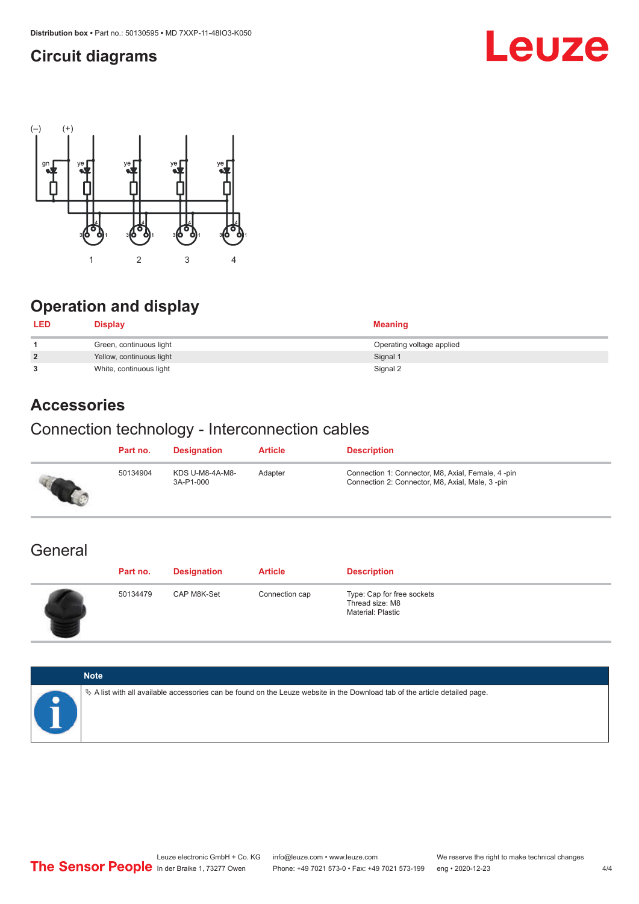## Circuit diagrams

(–) (+)

gn ye ye ye ye

3 4 1 3 4 1 3 4 1 3 4 1

1 2 3 4

## Operation and display

| LED | Display | Meaning |
|---|---|---|
| 1 | Green, continuous light | Operating voltage applied |
| 2 | Yellow, continuous light | Signal 1 |
| 3 | White, continuous light | Signal 2 |

## Accessories

### Connection technology - Interconnection cables

| | Part no. | Designation | Article | Description |
|---|---|---|---|---|
| | 50134904 | KDS U-M8-4A-M8-3A-P1-000 | Adapter | Connection 1: Connector, M8, Axial, Female, 4 -pin<br>Connection 2: Connector, M8, Axial, Male, 3 -pin |

### General

| | Part no. | Designation | Article | Description |
|---|---|---|---|---|
| | 50134479 | CAP M8K-Set | Connection cap | Type: Cap for free sockets<br>Thread size: M8<br>Material: Plastic |

**Note**

A list with all available accessories can be found on the Leuze website in the Download tab of the article detailed page.